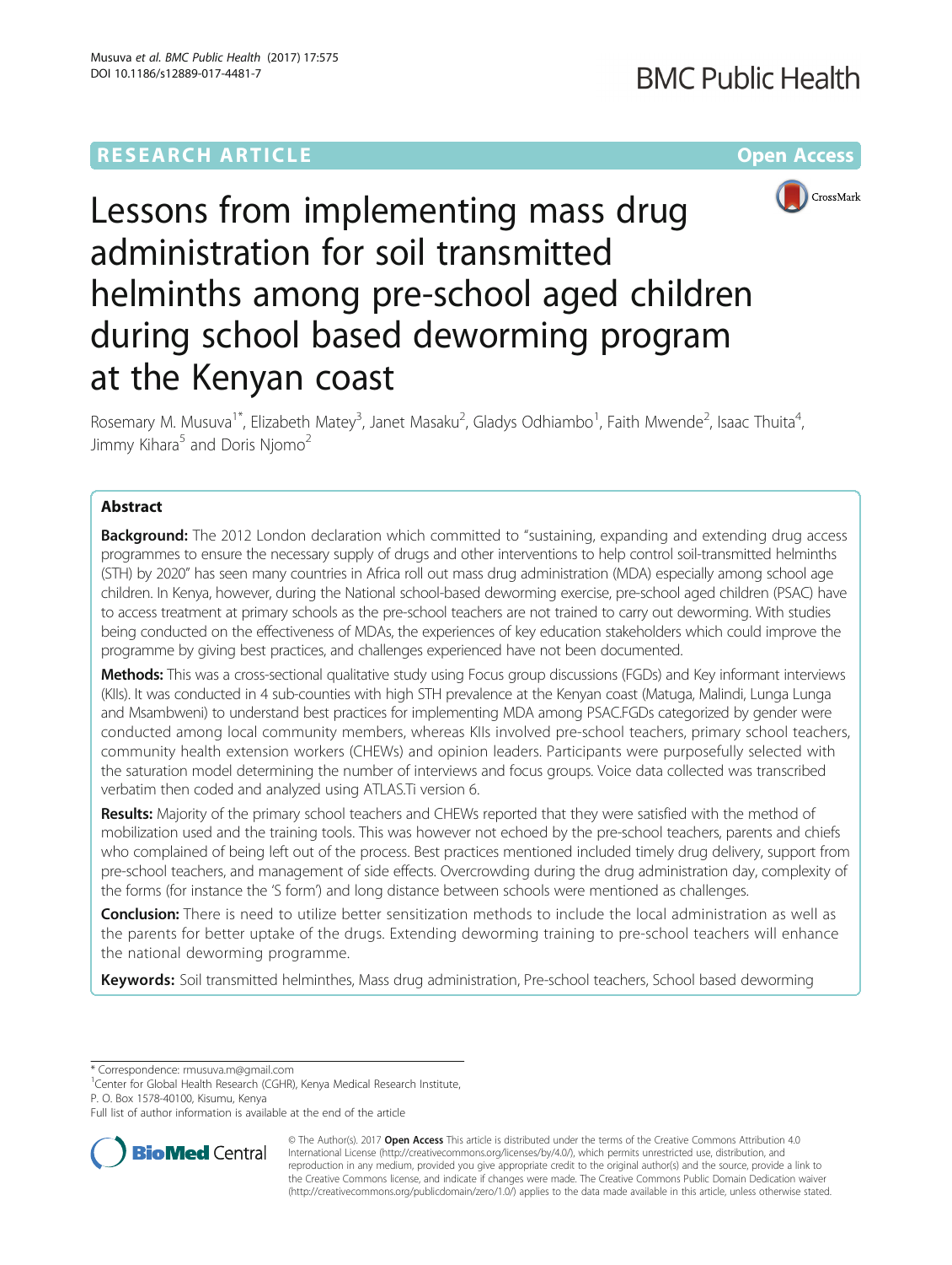RESEARCH ARTICLE

Open Access

# Lessons from implementing mass drug administration for soil transmitted helminths among pre-school aged children during school based deworming program at the Kenyan coast

Rosemary M. Musuva[1*], Elizabeth Matey[3], Janet Masaku[2], Gladys Odhiambo[1], Faith Mwende[2], Isaac Thuita[4], Jimmy Kihara[5] and Doris Njomo[2]

## Abstract

**Background:** The 2012 London declaration which committed to "sustaining, expanding and extending drug access programmes to ensure the necessary supply of drugs and other interventions to help control soil-transmitted helminths (STH) by 2020" has seen many countries in Africa roll out mass drug administration (MDA) especially among school age children. In Kenya, however, during the National school-based deworming exercise, pre-school aged children (PSAC) have to access treatment at primary schools as the pre-school teachers are not trained to carry out deworming. With studies being conducted on the effectiveness of MDAs, the experiences of key education stakeholders which could improve the programme by giving best practices, and challenges experienced have not been documented.

**Methods:** This was a cross-sectional qualitative study using Focus group discussions (FGDs) and Key informant interviews (KIIs). It was conducted in 4 sub-counties with high STH prevalence at the Kenyan coast (Matuga, Malindi, Lunga Lunga and Msambweni) to understand best practices for implementing MDA among PSAC.FGDs categorized by gender were conducted among local community members, whereas KIIs involved pre-school teachers, primary school teachers, community health extension workers (CHEWs) and opinion leaders. Participants were purposefully selected with the saturation model determining the number of interviews and focus groups. Voice data collected was transcribed verbatim then coded and analyzed using ATLAS.Ti version 6.

**Results:** Majority of the primary school teachers and CHEWs reported that they were satisfied with the method of mobilization used and the training tools. This was however not echoed by the pre-school teachers, parents and chiefs who complained of being left out of the process. Best practices mentioned included timely drug delivery, support from pre-school teachers, and management of side effects. Overcrowding during the drug administration day, complexity of the forms (for instance the 'S form') and long distance between schools were mentioned as challenges.

**Conclusion:** There is need to utilize better sensitization methods to include the local administration as well as the parents for better uptake of the drugs. Extending deworming training to pre-school teachers will enhance the national deworming programme.

**Keywords:** Soil transmitted helminthes, Mass drug administration, Pre-school teachers, School based deworming

---

\* Correspondence: rmusuva.m@gmail.com

[1]Center for Global Health Research (CGHR), Kenya Medical Research Institute, P. O. Box 1578-40100, Kisumu, Kenya

Full list of author information is available at the end of the article

© The Author(s). 2017 **Open Access** This article is distributed under the terms of the Creative Commons Attribution 4.0 International License (http://creativecommons.org/licenses/by/4.0/), which permits unrestricted use, distribution, and reproduction in any medium, provided you give appropriate credit to the original author(s) and the source, provide a link to the Creative Commons license, and indicate if changes were made. The Creative Commons Public Domain Dedication waiver (http://creativecommons.org/publicdomain/zero/1.0/) applies to the data made available in this article, unless otherwise stated.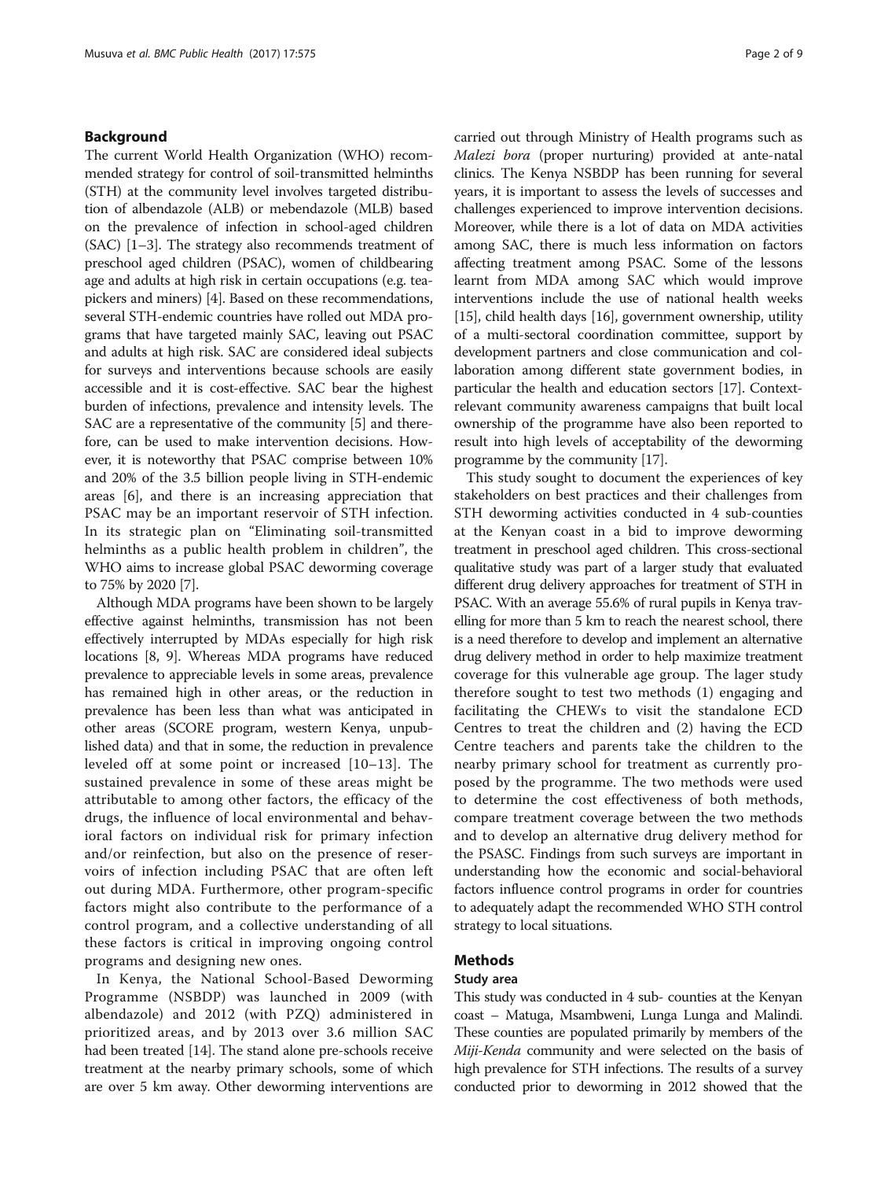## Background

The current World Health Organization (WHO) recommended strategy for control of soil-transmitted helminths (STH) at the community level involves targeted distribution of albendazole (ALB) or mebendazole (MLB) based on the prevalence of infection in school-aged children (SAC) [1–3]. The strategy also recommends treatment of preschool aged children (PSAC), women of childbearing age and adults at high risk in certain occupations (e.g. tea-pickers and miners) [4]. Based on these recommendations, several STH-endemic countries have rolled out MDA programs that have targeted mainly SAC, leaving out PSAC and adults at high risk. SAC are considered ideal subjects for surveys and interventions because schools are easily accessible and it is cost-effective. SAC bear the highest burden of infections, prevalence and intensity levels. The SAC are a representative of the community [5] and therefore, can be used to make intervention decisions. However, it is noteworthy that PSAC comprise between 10% and 20% of the 3.5 billion people living in STH-endemic areas [6], and there is an increasing appreciation that PSAC may be an important reservoir of STH infection. In its strategic plan on "Eliminating soil-transmitted helminths as a public health problem in children", the WHO aims to increase global PSAC deworming coverage to 75% by 2020 [7].

Although MDA programs have been shown to be largely effective against helminths, transmission has not been effectively interrupted by MDAs especially for high risk locations [8, 9]. Whereas MDA programs have reduced prevalence to appreciable levels in some areas, prevalence has remained high in other areas, or the reduction in prevalence has been less than what was anticipated in other areas (SCORE program, western Kenya, unpublished data) and that in some, the reduction in prevalence leveled off at some point or increased [10–13]. The sustained prevalence in some of these areas might be attributable to among other factors, the efficacy of the drugs, the influence of local environmental and behavioral factors on individual risk for primary infection and/or reinfection, but also on the presence of reservoirs of infection including PSAC that are often left out during MDA. Furthermore, other program-specific factors might also contribute to the performance of a control program, and a collective understanding of all these factors is critical in improving ongoing control programs and designing new ones.

In Kenya, the National School-Based Deworming Programme (NSBDP) was launched in 2009 (with albendazole) and 2012 (with PZQ) administered in prioritized areas, and by 2013 over 3.6 million SAC had been treated [14]. The stand alone pre-schools receive treatment at the nearby primary schools, some of which are over 5 km away. Other deworming interventions are carried out through Ministry of Health programs such as *Malezi bora* (proper nurturing) provided at ante-natal clinics. The Kenya NSBDP has been running for several years, it is important to assess the levels of successes and challenges experienced to improve intervention decisions. Moreover, while there is a lot of data on MDA activities among SAC, there is much less information on factors affecting treatment among PSAC. Some of the lessons learnt from MDA among SAC which would improve interventions include the use of national health weeks [15], child health days [16], government ownership, utility of a multi-sectoral coordination committee, support by development partners and close communication and collaboration among different state government bodies, in particular the health and education sectors [17]. Context-relevant community awareness campaigns that built local ownership of the programme have also been reported to result into high levels of acceptability of the deworming programme by the community [17].

This study sought to document the experiences of key stakeholders on best practices and their challenges from STH deworming activities conducted in 4 sub-counties at the Kenyan coast in a bid to improve deworming treatment in preschool aged children. This cross-sectional qualitative study was part of a larger study that evaluated different drug delivery approaches for treatment of STH in PSAC. With an average 55.6% of rural pupils in Kenya travelling for more than 5 km to reach the nearest school, there is a need therefore to develop and implement an alternative drug delivery method in order to help maximize treatment coverage for this vulnerable age group. The lager study therefore sought to test two methods (1) engaging and facilitating the CHEWs to visit the standalone ECD Centres to treat the children and (2) having the ECD Centre teachers and parents take the children to the nearby primary school for treatment as currently proposed by the programme. The two methods were used to determine the cost effectiveness of both methods, compare treatment coverage between the two methods and to develop an alternative drug delivery method for the PSASC. Findings from such surveys are important in understanding how the economic and social-behavioral factors influence control programs in order for countries to adequately adapt the recommended WHO STH control strategy to local situations.

## Methods

### Study area

This study was conducted in 4 sub- counties at the Kenyan coast – Matuga, Msambweni, Lunga Lunga and Malindi. These counties are populated primarily by members of the *Miji-Kenda* community and were selected on the basis of high prevalence for STH infections. The results of a survey conducted prior to deworming in 2012 showed that the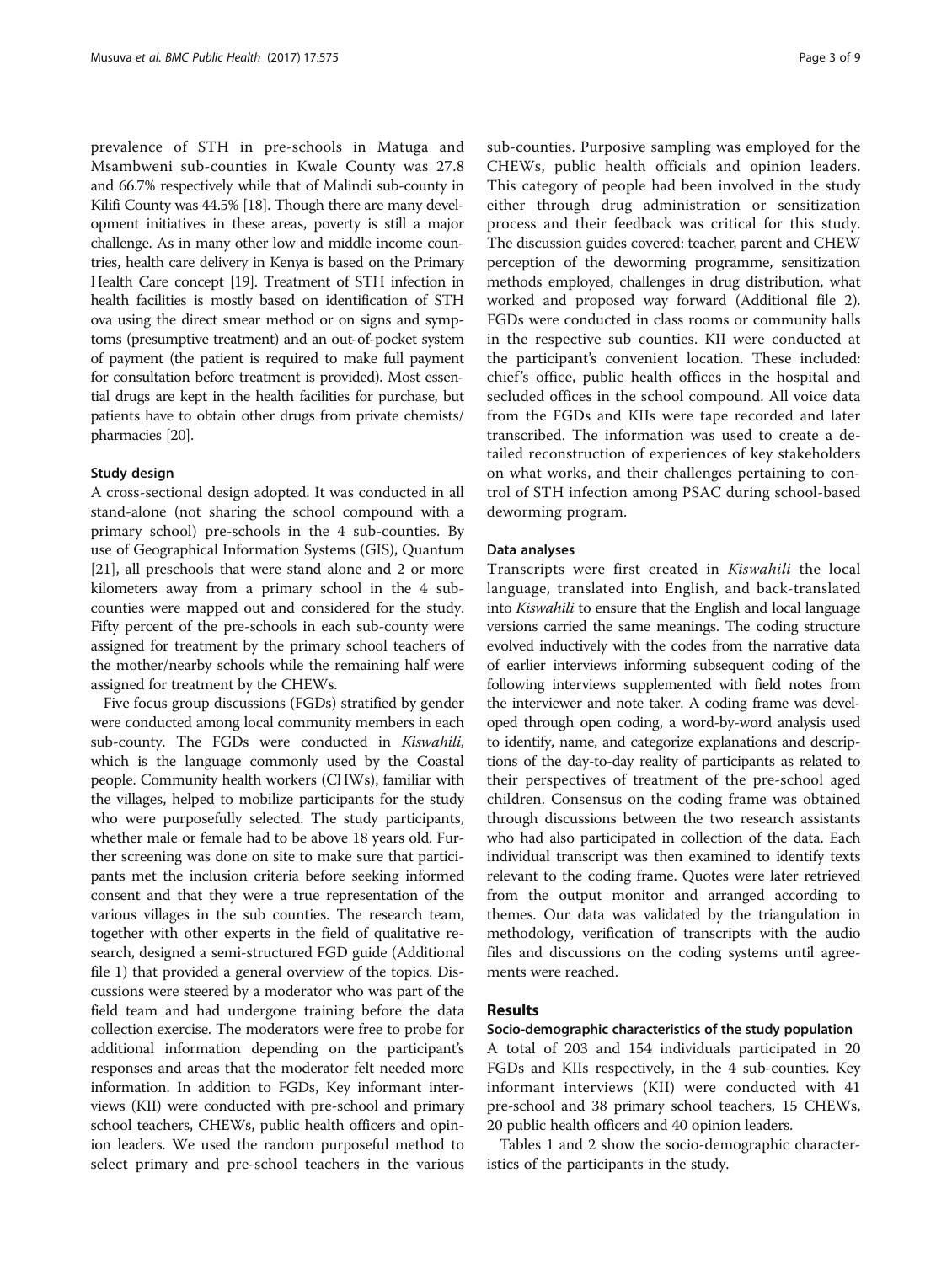prevalence of STH in pre-schools in Matuga and Msambweni sub-counties in Kwale County was 27.8 and 66.7% respectively while that of Malindi sub-county in Kilifi County was 44.5% [18]. Though there are many development initiatives in these areas, poverty is still a major challenge. As in many other low and middle income countries, health care delivery in Kenya is based on the Primary Health Care concept [19]. Treatment of STH infection in health facilities is mostly based on identification of STH ova using the direct smear method or on signs and symptoms (presumptive treatment) and an out-of-pocket system of payment (the patient is required to make full payment for consultation before treatment is provided). Most essential drugs are kept in the health facilities for purchase, but patients have to obtain other drugs from private chemists/ pharmacies [20].

### Study design

A cross-sectional design adopted. It was conducted in all stand-alone (not sharing the school compound with a primary school) pre-schools in the 4 sub-counties. By use of Geographical Information Systems (GIS), Quantum [21], all preschools that were stand alone and 2 or more kilometers away from a primary school in the 4 sub-counties were mapped out and considered for the study. Fifty percent of the pre-schools in each sub-county were assigned for treatment by the primary school teachers of the mother/nearby schools while the remaining half were assigned for treatment by the CHEWs.

Five focus group discussions (FGDs) stratified by gender were conducted among local community members in each sub-county. The FGDs were conducted in *Kiswahili*, which is the language commonly used by the Coastal people. Community health workers (CHWs), familiar with the villages, helped to mobilize participants for the study who were purposefully selected. The study participants, whether male or female had to be above 18 years old. Further screening was done on site to make sure that participants met the inclusion criteria before seeking informed consent and that they were a true representation of the various villages in the sub counties. The research team, together with other experts in the field of qualitative research, designed a semi-structured FGD guide (Additional file 1) that provided a general overview of the topics. Discussions were steered by a moderator who was part of the field team and had undergone training before the data collection exercise. The moderators were free to probe for additional information depending on the participant's responses and areas that the moderator felt needed more information. In addition to FGDs, Key informant interviews (KII) were conducted with pre-school and primary school teachers, CHEWs, public health officers and opinion leaders. We used the random purposeful method to select primary and pre-school teachers in the various sub-counties. Purposive sampling was employed for the CHEWs, public health officials and opinion leaders. This category of people had been involved in the study either through drug administration or sensitization process and their feedback was critical for this study. The discussion guides covered: teacher, parent and CHEW perception of the deworming programme, sensitization methods employed, challenges in drug distribution, what worked and proposed way forward (Additional file 2). FGDs were conducted in class rooms or community halls in the respective sub counties. KII were conducted at the participant's convenient location. These included: chief's office, public health offices in the hospital and secluded offices in the school compound. All voice data from the FGDs and KIIs were tape recorded and later transcribed. The information was used to create a detailed reconstruction of experiences of key stakeholders on what works, and their challenges pertaining to control of STH infection among PSAC during school-based deworming program.

### Data analyses

Transcripts were first created in *Kiswahili* the local language, translated into English, and back-translated into *Kiswahili* to ensure that the English and local language versions carried the same meanings. The coding structure evolved inductively with the codes from the narrative data of earlier interviews informing subsequent coding of the following interviews supplemented with field notes from the interviewer and note taker. A coding frame was developed through open coding, a word-by-word analysis used to identify, name, and categorize explanations and descriptions of the day-to-day reality of participants as related to their perspectives of treatment of the pre-school aged children. Consensus on the coding frame was obtained through discussions between the two research assistants who had also participated in collection of the data. Each individual transcript was then examined to identify texts relevant to the coding frame. Quotes were later retrieved from the output monitor and arranged according to themes. Our data was validated by the triangulation in methodology, verification of transcripts with the audio files and discussions on the coding systems until agreements were reached.

## Results

### Socio-demographic characteristics of the study population

A total of 203 and 154 individuals participated in 20 FGDs and KIIs respectively, in the 4 sub-counties. Key informant interviews (KII) were conducted with 41 pre-school and 38 primary school teachers, 15 CHEWs, 20 public health officers and 40 opinion leaders.

Tables 1 and 2 show the socio-demographic characteristics of the participants in the study.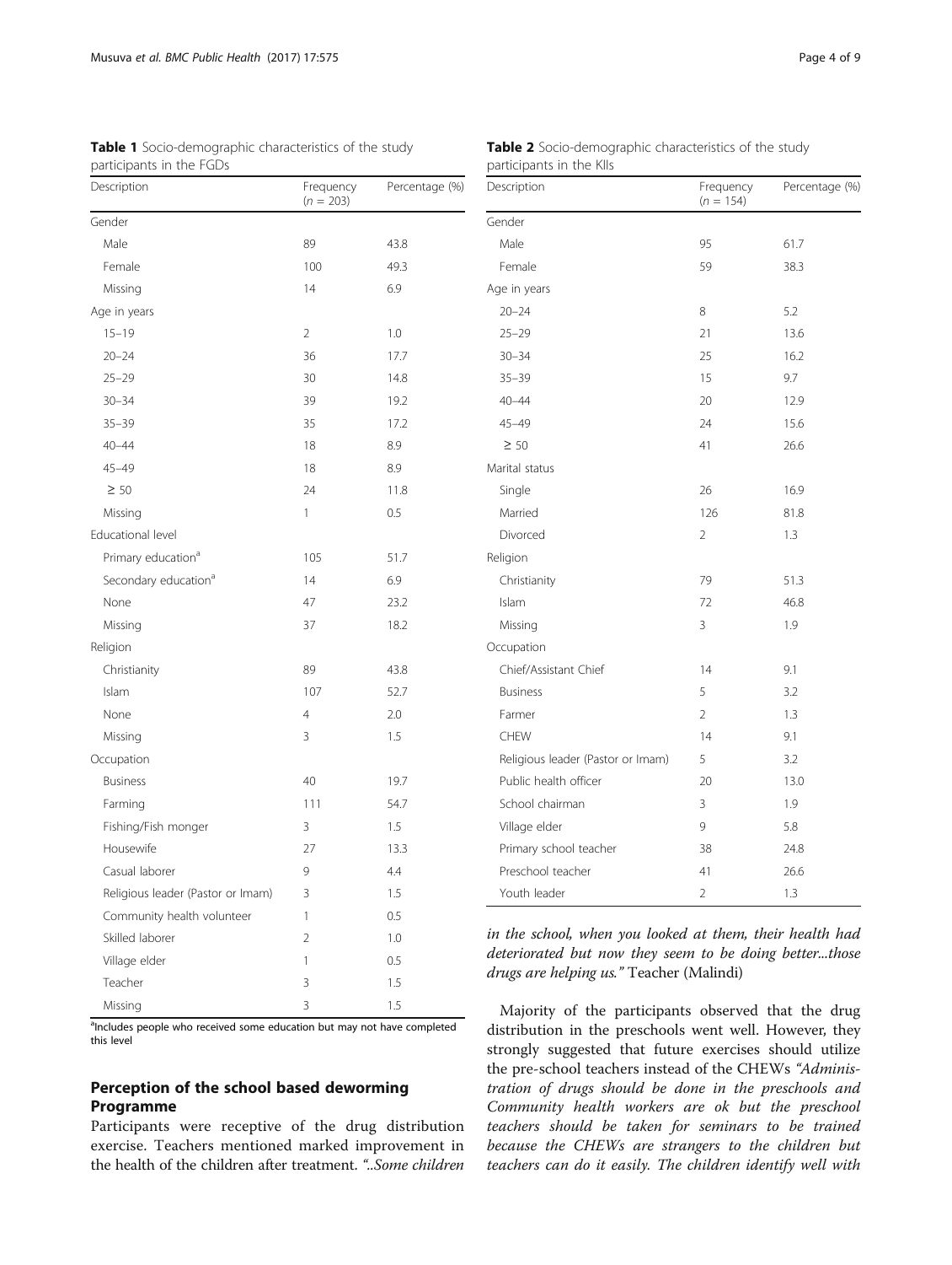**Table 1** Socio-demographic characteristics of the study participants in the FGDs

| Description | Frequency ($n$ = 203) | Percentage (%) |
|---|---|---|
| Gender | | |
| Male | 89 | 43.8 |
| Female | 100 | 49.3 |
| Missing | 14 | 6.9 |
| Age in years | | |
| 15–19 | 2 | 1.0 |
| 20–24 | 36 | 17.7 |
| 25–29 | 30 | 14.8 |
| 30–34 | 39 | 19.2 |
| 35–39 | 35 | 17.2 |
| 40–44 | 18 | 8.9 |
| 45–49 | 18 | 8.9 |
| ≥ 50 | 24 | 11.8 |
| Missing | 1 | 0.5 |
| Educational level | | |
| Primary education[a] | 105 | 51.7 |
| Secondary education[a] | 14 | 6.9 |
| None | 47 | 23.2 |
| Missing | 37 | 18.2 |
| Religion | | |
| Christianity | 89 | 43.8 |
| Islam | 107 | 52.7 |
| None | 4 | 2.0 |
| Missing | 3 | 1.5 |
| Occupation | | |
| Business | 40 | 19.7 |
| Farming | 111 | 54.7 |
| Fishing/Fish monger | 3 | 1.5 |
| Housewife | 27 | 13.3 |
| Casual laborer | 9 | 4.4 |
| Religious leader (Pastor or Imam) | 3 | 1.5 |
| Community health volunteer | 1 | 0.5 |
| Skilled laborer | 2 | 1.0 |
| Village elder | 1 | 0.5 |
| Teacher | 3 | 1.5 |
| Missing | 3 | 1.5 |

[a]Includes people who received some education but may not have completed this level

**Table 2** Socio-demographic characteristics of the study participants in the KIIs

| Description | Frequency ($n$ = 154) | Percentage (%) |
|---|---|---|
| Gender | | |
| Male | 95 | 61.7 |
| Female | 59 | 38.3 |
| Age in years | | |
| 20–24 | 8 | 5.2 |
| 25–29 | 21 | 13.6 |
| 30–34 | 25 | 16.2 |
| 35–39 | 15 | 9.7 |
| 40–44 | 20 | 12.9 |
| 45–49 | 24 | 15.6 |
| ≥ 50 | 41 | 26.6 |
| Marital status | | |
| Single | 26 | 16.9 |
| Married | 126 | 81.8 |
| Divorced | 2 | 1.3 |
| Religion | | |
| Christianity | 79 | 51.3 |
| Islam | 72 | 46.8 |
| Missing | 3 | 1.9 |
| Occupation | | |
| Chief/Assistant Chief | 14 | 9.1 |
| Business | 5 | 3.2 |
| Farmer | 2 | 1.3 |
| CHEW | 14 | 9.1 |
| Religious leader (Pastor or Imam) | 5 | 3.2 |
| Public health officer | 20 | 13.0 |
| School chairman | 3 | 1.9 |
| Village elder | 9 | 5.8 |
| Primary school teacher | 38 | 24.8 |
| Preschool teacher | 41 | 26.6 |
| Youth leader | 2 | 1.3 |

## Perception of the school based deworming Programme

Participants were receptive of the drug distribution exercise. Teachers mentioned marked improvement in the health of the children after treatment. *"..Some children in the school, when you looked at them, their health had deteriorated but now they seem to be doing better...those drugs are helping us."* Teacher (Malindi)

Majority of the participants observed that the drug distribution in the preschools went well. However, they strongly suggested that future exercises should utilize the pre-school teachers instead of the CHEWs *"Administration of drugs should be done in the preschools and Community health workers are ok but the preschool teachers should be taken for seminars to be trained because the CHEWs are strangers to the children but teachers can do it easily. The children identify well with*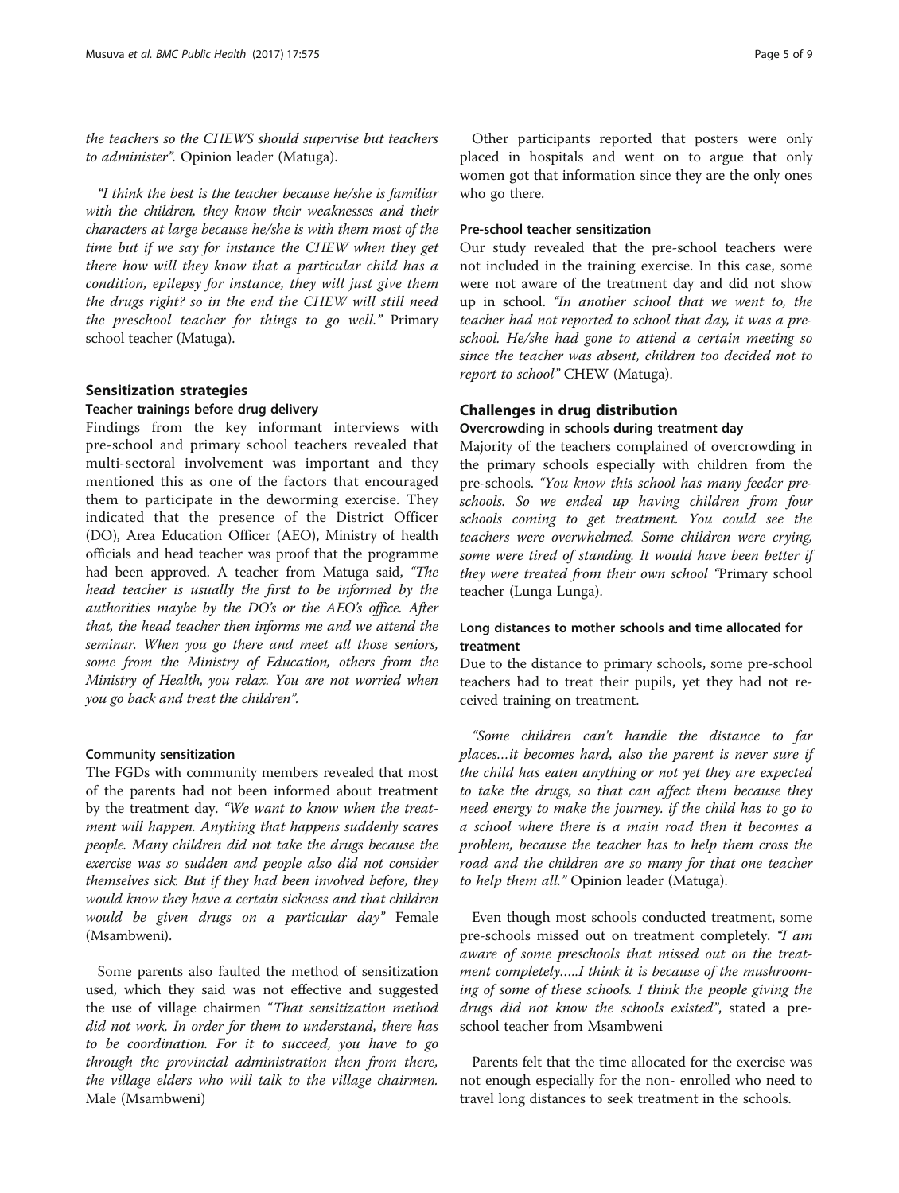*the teachers so the CHEWS should supervise but teachers to administer".* Opinion leader (Matuga).

*"I think the best is the teacher because he/she is familiar with the children, they know their weaknesses and their characters at large because he/she is with them most of the time but if we say for instance the CHEW when they get there how will they know that a particular child has a condition, epilepsy for instance, they will just give them the drugs right? so in the end the CHEW will still need the preschool teacher for things to go well."* Primary school teacher (Matuga).

## Sensitization strategies

### Teacher trainings before drug delivery

Findings from the key informant interviews with pre-school and primary school teachers revealed that multi-sectoral involvement was important and they mentioned this as one of the factors that encouraged them to participate in the deworming exercise. They indicated that the presence of the District Officer (DO), Area Education Officer (AEO), Ministry of health officials and head teacher was proof that the programme had been approved. A teacher from Matuga said, *"The head teacher is usually the first to be informed by the authorities maybe by the DO's or the AEO's office. After that, the head teacher then informs me and we attend the seminar. When you go there and meet all those seniors, some from the Ministry of Education, others from the Ministry of Health, you relax. You are not worried when you go back and treat the children".*

### Community sensitization

The FGDs with community members revealed that most of the parents had not been informed about treatment by the treatment day. *"We want to know when the treatment will happen. Anything that happens suddenly scares people. Many children did not take the drugs because the exercise was so sudden and people also did not consider themselves sick. But if they had been involved before, they would know they have a certain sickness and that children would be given drugs on a particular day"* Female (Msambweni).

Some parents also faulted the method of sensitization used, which they said was not effective and suggested the use of village chairmen *"That sensitization method did not work. In order for them to understand, there has to be coordination. For it to succeed, you have to go through the provincial administration then from there, the village elders who will talk to the village chairmen.* Male (Msambweni)

Other participants reported that posters were only placed in hospitals and went on to argue that only women got that information since they are the only ones who go there.

### Pre-school teacher sensitization

Our study revealed that the pre-school teachers were not included in the training exercise. In this case, some were not aware of the treatment day and did not show up in school. *"In another school that we went to, the teacher had not reported to school that day, it was a pre-school. He/she had gone to attend a certain meeting so since the teacher was absent, children too decided not to report to school"* CHEW (Matuga).

## Challenges in drug distribution

### Overcrowding in schools during treatment day

Majority of the teachers complained of overcrowding in the primary schools especially with children from the pre-schools. *"You know this school has many feeder pre-schools. So we ended up having children from four schools coming to get treatment. You could see the teachers were overwhelmed. Some children were crying, some were tired of standing. It would have been better if they were treated from their own school "*Primary school teacher (Lunga Lunga).

### Long distances to mother schools and time allocated for treatment

Due to the distance to primary schools, some pre-school teachers had to treat their pupils, yet they had not received training on treatment.

*"Some children can't handle the distance to far places…it becomes hard, also the parent is never sure if the child has eaten anything or not yet they are expected to take the drugs, so that can affect them because they need energy to make the journey. if the child has to go to a school where there is a main road then it becomes a problem, because the teacher has to help them cross the road and the children are so many for that one teacher to help them all."* Opinion leader (Matuga).

Even though most schools conducted treatment, some pre-schools missed out on treatment completely. *"I am aware of some preschools that missed out on the treatment completely…..I think it is because of the mushrooming of some of these schools. I think the people giving the drugs did not know the schools existed"*, stated a pre-school teacher from Msambweni

Parents felt that the time allocated for the exercise was not enough especially for the non- enrolled who need to travel long distances to seek treatment in the schools.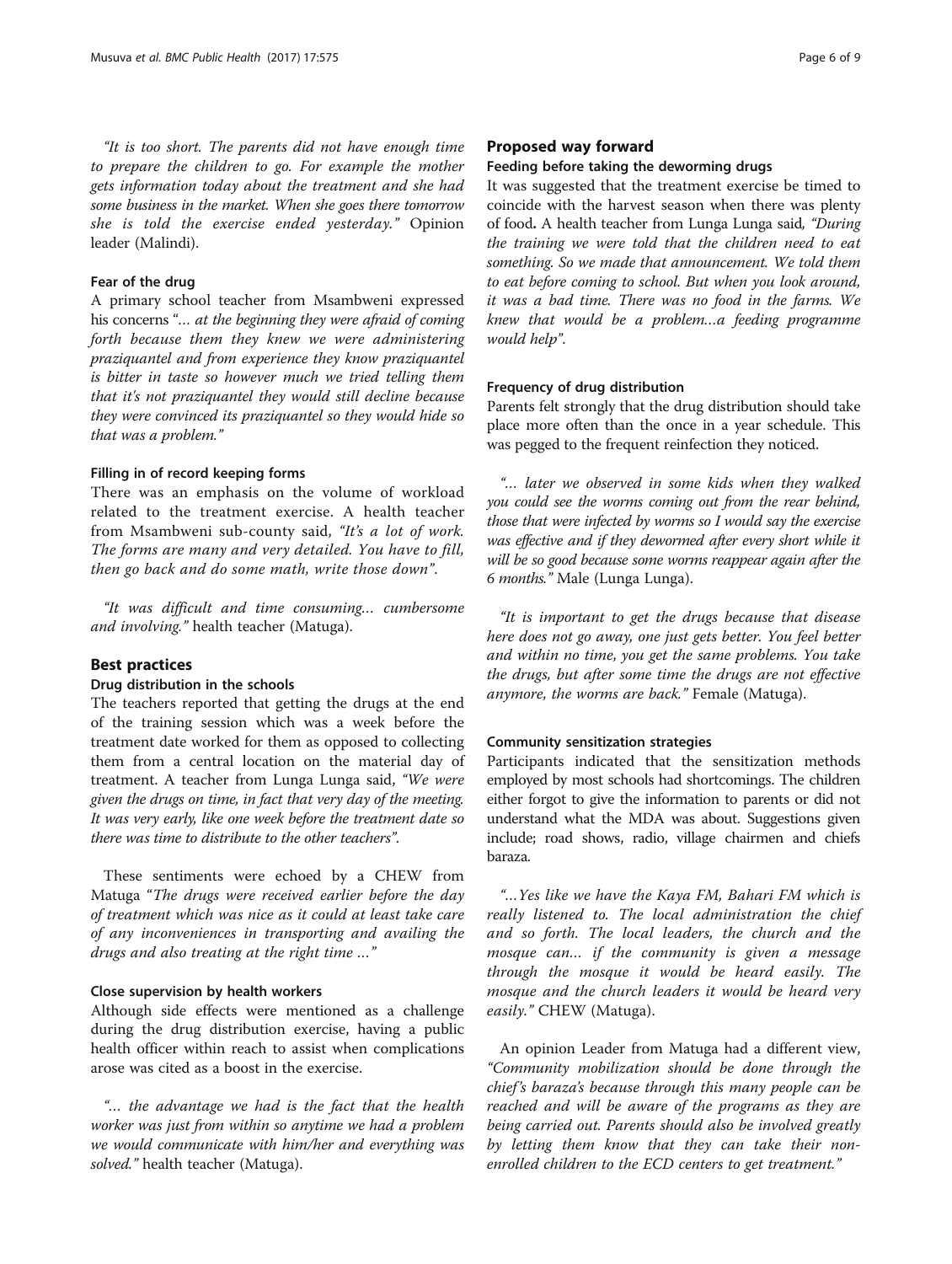*"It is too short. The parents did not have enough time to prepare the children to go. For example the mother gets information today about the treatment and she had some business in the market. When she goes there tomorrow she is told the exercise ended yesterday."* Opinion leader (Malindi).

#### Fear of the drug

A primary school teacher from Msambweni expressed his concerns *"… at the beginning they were afraid of coming forth because them they knew we were administering praziquantel and from experience they know praziquantel is bitter in taste so however much we tried telling them that it's not praziquantel they would still decline because they were convinced its praziquantel so they would hide so that was a problem."*

#### Filling in of record keeping forms

There was an emphasis on the volume of workload related to the treatment exercise. A health teacher from Msambweni sub-county said, *"It's a lot of work. The forms are many and very detailed. You have to fill, then go back and do some math, write those down"*.

*"It was difficult and time consuming… cumbersome and involving."* health teacher (Matuga).

### Best practices

#### Drug distribution in the schools

The teachers reported that getting the drugs at the end of the training session which was a week before the treatment date worked for them as opposed to collecting them from a central location on the material day of treatment. A teacher from Lunga Lunga said, *"We were given the drugs on time, in fact that very day of the meeting. It was very early, like one week before the treatment date so there was time to distribute to the other teachers"*.

These sentiments were echoed by a CHEW from Matuga *"The drugs were received earlier before the day of treatment which was nice as it could at least take care of any inconveniences in transporting and availing the drugs and also treating at the right time …"*

#### Close supervision by health workers

Although side effects were mentioned as a challenge during the drug distribution exercise, having a public health officer within reach to assist when complications arose was cited as a boost in the exercise.

*"… the advantage we had is the fact that the health worker was just from within so anytime we had a problem we would communicate with him/her and everything was solved."* health teacher (Matuga).

### Proposed way forward

#### Feeding before taking the deworming drugs

It was suggested that the treatment exercise be timed to coincide with the harvest season when there was plenty of food**.** A health teacher from Lunga Lunga said, *"During the training we were told that the children need to eat something. So we made that announcement. We told them to eat before coming to school. But when you look around, it was a bad time. There was no food in the farms. We knew that would be a problem…a feeding programme would help"*.

#### Frequency of drug distribution

Parents felt strongly that the drug distribution should take place more often than the once in a year schedule. This was pegged to the frequent reinfection they noticed.

*"… later we observed in some kids when they walked you could see the worms coming out from the rear behind, those that were infected by worms so I would say the exercise was effective and if they dewormed after every short while it will be so good because some worms reappear again after the 6 months."* Male (Lunga Lunga).

*"It is important to get the drugs because that disease here does not go away, one just gets better. You feel better and within no time, you get the same problems. You take the drugs, but after some time the drugs are not effective anymore, the worms are back."* Female (Matuga).

#### Community sensitization strategies

Participants indicated that the sensitization methods employed by most schools had shortcomings. The children either forgot to give the information to parents or did not understand what the MDA was about. Suggestions given include; road shows, radio, village chairmen and chiefs baraza.

*"…Yes like we have the Kaya FM, Bahari FM which is really listened to. The local administration the chief and so forth. The local leaders, the church and the mosque can… if the community is given a message through the mosque it would be heard easily. The mosque and the church leaders it would be heard very easily."* CHEW (Matuga).

An opinion Leader from Matuga had a different view, *"Community mobilization should be done through the chief's baraza's because through this many people can be reached and will be aware of the programs as they are being carried out. Parents should also be involved greatly by letting them know that they can take their non-enrolled children to the ECD centers to get treatment."*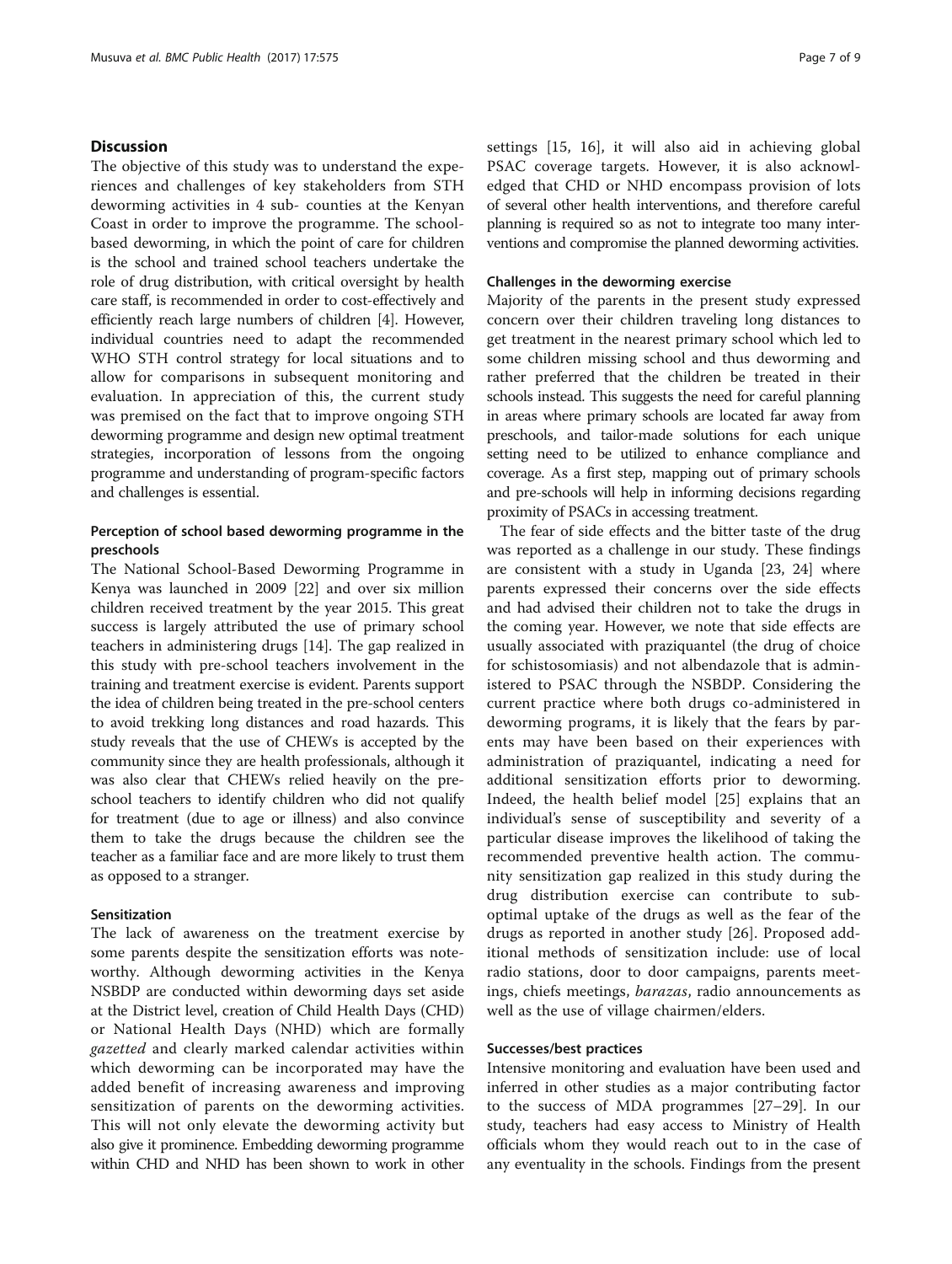## Discussion

The objective of this study was to understand the experiences and challenges of key stakeholders from STH deworming activities in 4 sub- counties at the Kenyan Coast in order to improve the programme. The school-based deworming, in which the point of care for children is the school and trained school teachers undertake the role of drug distribution, with critical oversight by health care staff, is recommended in order to cost-effectively and efficiently reach large numbers of children [4]. However, individual countries need to adapt the recommended WHO STH control strategy for local situations and to allow for comparisons in subsequent monitoring and evaluation. In appreciation of this, the current study was premised on the fact that to improve ongoing STH deworming programme and design new optimal treatment strategies, incorporation of lessons from the ongoing programme and understanding of program-specific factors and challenges is essential.

### Perception of school based deworming programme in the preschools

The National School-Based Deworming Programme in Kenya was launched in 2009 [22] and over six million children received treatment by the year 2015. This great success is largely attributed the use of primary school teachers in administering drugs [14]. The gap realized in this study with pre-school teachers involvement in the training and treatment exercise is evident. Parents support the idea of children being treated in the pre-school centers to avoid trekking long distances and road hazards. This study reveals that the use of CHEWs is accepted by the community since they are health professionals, although it was also clear that CHEWs relied heavily on the pre-school teachers to identify children who did not qualify for treatment (due to age or illness) and also convince them to take the drugs because the children see the teacher as a familiar face and are more likely to trust them as opposed to a stranger.

### Sensitization

The lack of awareness on the treatment exercise by some parents despite the sensitization efforts was noteworthy. Although deworming activities in the Kenya NSBDP are conducted within deworming days set aside at the District level, creation of Child Health Days (CHD) or National Health Days (NHD) which are formally *gazetted* and clearly marked calendar activities within which deworming can be incorporated may have the added benefit of increasing awareness and improving sensitization of parents on the deworming activities. This will not only elevate the deworming activity but also give it prominence. Embedding deworming programme within CHD and NHD has been shown to work in other settings [15, 16], it will also aid in achieving global PSAC coverage targets. However, it is also acknowledged that CHD or NHD encompass provision of lots of several other health interventions, and therefore careful planning is required so as not to integrate too many interventions and compromise the planned deworming activities.

### Challenges in the deworming exercise

Majority of the parents in the present study expressed concern over their children traveling long distances to get treatment in the nearest primary school which led to some children missing school and thus deworming and rather preferred that the children be treated in their schools instead. This suggests the need for careful planning in areas where primary schools are located far away from preschools, and tailor-made solutions for each unique setting need to be utilized to enhance compliance and coverage. As a first step, mapping out of primary schools and pre-schools will help in informing decisions regarding proximity of PSACs in accessing treatment.

The fear of side effects and the bitter taste of the drug was reported as a challenge in our study. These findings are consistent with a study in Uganda [23, 24] where parents expressed their concerns over the side effects and had advised their children not to take the drugs in the coming year. However, we note that side effects are usually associated with praziquantel (the drug of choice for schistosomiasis) and not albendazole that is administered to PSAC through the NSBDP. Considering the current practice where both drugs co-administered in deworming programs, it is likely that the fears by parents may have been based on their experiences with administration of praziquantel, indicating a need for additional sensitization efforts prior to deworming. Indeed, the health belief model [25] explains that an individual's sense of susceptibility and severity of a particular disease improves the likelihood of taking the recommended preventive health action. The community sensitization gap realized in this study during the drug distribution exercise can contribute to sub-optimal uptake of the drugs as well as the fear of the drugs as reported in another study [26]. Proposed additional methods of sensitization include: use of local radio stations, door to door campaigns, parents meetings, chiefs meetings, *barazas*, radio announcements as well as the use of village chairmen/elders.

### Successes/best practices

Intensive monitoring and evaluation have been used and inferred in other studies as a major contributing factor to the success of MDA programmes [27–29]. In our study, teachers had easy access to Ministry of Health officials whom they would reach out to in the case of any eventuality in the schools. Findings from the present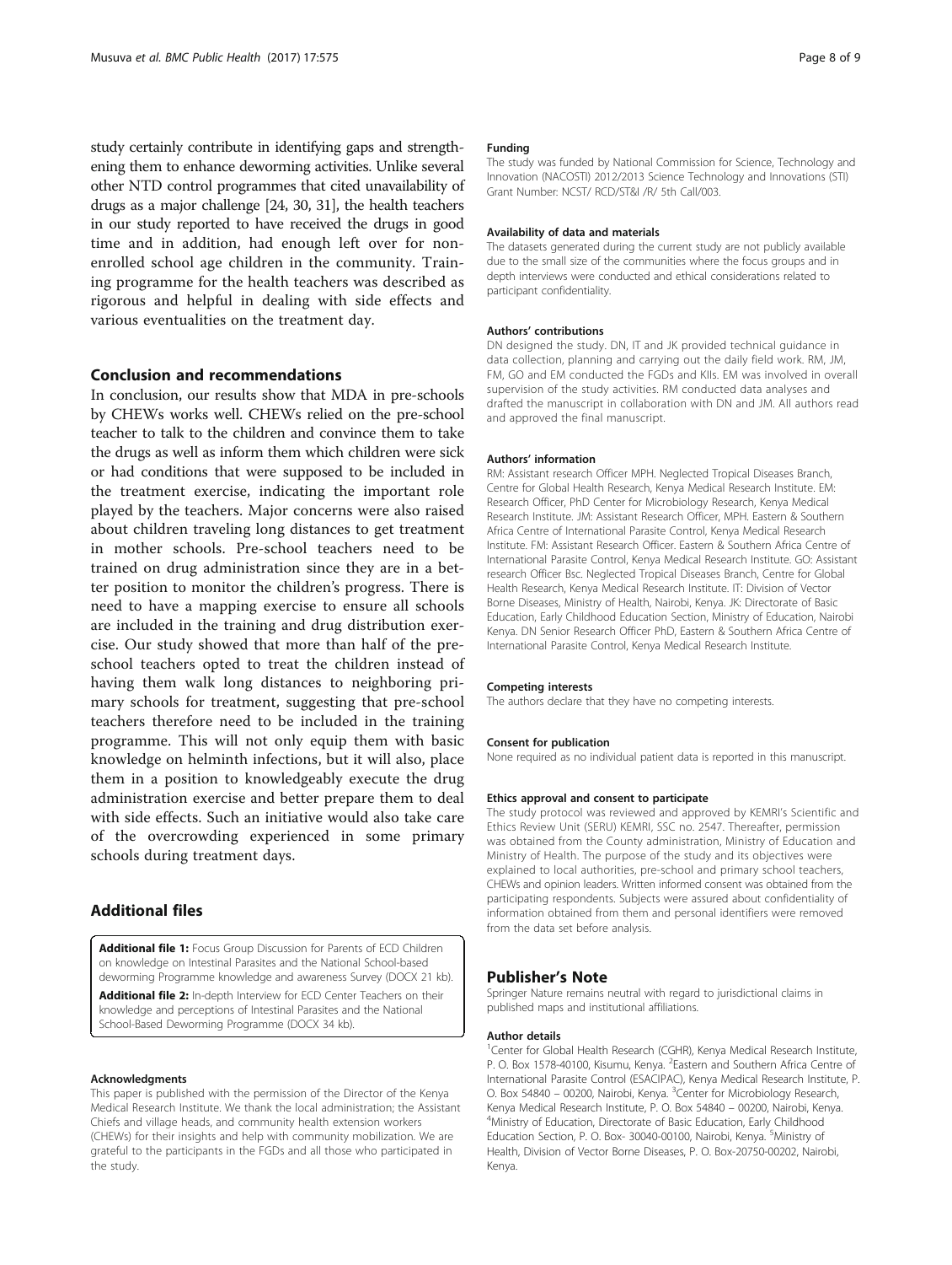study certainly contribute in identifying gaps and strengthening them to enhance deworming activities. Unlike several other NTD control programmes that cited unavailability of drugs as a major challenge [24, 30, 31], the health teachers in our study reported to have received the drugs in good time and in addition, had enough left over for non-enrolled school age children in the community. Training programme for the health teachers was described as rigorous and helpful in dealing with side effects and various eventualities on the treatment day.

## Conclusion and recommendations

In conclusion, our results show that MDA in pre-schools by CHEWs works well. CHEWs relied on the pre-school teacher to talk to the children and convince them to take the drugs as well as inform them which children were sick or had conditions that were supposed to be included in the treatment exercise, indicating the important role played by the teachers. Major concerns were also raised about children traveling long distances to get treatment in mother schools. Pre-school teachers need to be trained on drug administration since they are in a better position to monitor the children's progress. There is need to have a mapping exercise to ensure all schools are included in the training and drug distribution exercise. Our study showed that more than half of the pre-school teachers opted to treat the children instead of having them walk long distances to neighboring primary schools for treatment, suggesting that pre-school teachers therefore need to be included in the training programme. This will not only equip them with basic knowledge on helminth infections, but it will also, place them in a position to knowledgeably execute the drug administration exercise and better prepare them to deal with side effects. Such an initiative would also take care of the overcrowding experienced in some primary schools during treatment days.

## Additional files

**Additional file 1:** Focus Group Discussion for Parents of ECD Children on knowledge on Intestinal Parasites and the National School-based deworming Programme knowledge and awareness Survey (DOCX 21 kb).

**Additional file 2:** In-depth Interview for ECD Center Teachers on their knowledge and perceptions of Intestinal Parasites and the National School-Based Deworming Programme (DOCX 34 kb).

#### Acknowledgments

This paper is published with the permission of the Director of the Kenya Medical Research Institute. We thank the local administration; the Assistant Chiefs and village heads, and community health extension workers (CHEWs) for their insights and help with community mobilization. We are grateful to the participants in the FGDs and all those who participated in the study.

#### Funding

The study was funded by National Commission for Science, Technology and Innovation (NACOSTI) 2012/2013 Science Technology and Innovations (STI) Grant Number: NCST/ RCD/ST&I /R/ 5th Call/003.

#### Availability of data and materials

The datasets generated during the current study are not publicly available due to the small size of the communities where the focus groups and in depth interviews were conducted and ethical considerations related to participant confidentiality.

#### Authors' contributions

DN designed the study. DN, IT and JK provided technical guidance in data collection, planning and carrying out the daily field work. RM, JM, FM, GO and EM conducted the FGDs and KIIs. EM was involved in overall supervision of the study activities. RM conducted data analyses and drafted the manuscript in collaboration with DN and JM. All authors read and approved the final manuscript.

#### Authors' information

RM: Assistant research Officer MPH. Neglected Tropical Diseases Branch, Centre for Global Health Research, Kenya Medical Research Institute. EM: Research Officer, PhD Center for Microbiology Research, Kenya Medical Research Institute. JM: Assistant Research Officer, MPH. Eastern & Southern Africa Centre of International Parasite Control, Kenya Medical Research Institute. FM: Assistant Research Officer. Eastern & Southern Africa Centre of International Parasite Control, Kenya Medical Research Institute. GO: Assistant research Officer Bsc. Neglected Tropical Diseases Branch, Centre for Global Health Research, Kenya Medical Research Institute. IT: Division of Vector Borne Diseases, Ministry of Health, Nairobi, Kenya. JK: Directorate of Basic Education, Early Childhood Education Section, Ministry of Education, Nairobi Kenya. DN Senior Research Officer PhD, Eastern & Southern Africa Centre of International Parasite Control, Kenya Medical Research Institute.

#### Competing interests

The authors declare that they have no competing interests.

#### Consent for publication

None required as no individual patient data is reported in this manuscript.

#### Ethics approval and consent to participate

The study protocol was reviewed and approved by KEMRI's Scientific and Ethics Review Unit (SERU) KEMRI, SSC no. 2547. Thereafter, permission was obtained from the County administration, Ministry of Education and Ministry of Health. The purpose of the study and its objectives were explained to local authorities, pre-school and primary school teachers, CHEWs and opinion leaders. Written informed consent was obtained from the participating respondents. Subjects were assured about confidentiality of information obtained from them and personal identifiers were removed from the data set before analysis.

## Publisher's Note

Springer Nature remains neutral with regard to jurisdictional claims in published maps and institutional affiliations.

#### Author details

[1]Center for Global Health Research (CGHR), Kenya Medical Research Institute, P. O. Box 1578-40100, Kisumu, Kenya. [2]Eastern and Southern Africa Centre of International Parasite Control (ESACIPAC), Kenya Medical Research Institute, P. O. Box 54840 – 00200, Nairobi, Kenya. [3]Center for Microbiology Research, Kenya Medical Research Institute, P. O. Box 54840 – 00200, Nairobi, Kenya. [4]Ministry of Education, Directorate of Basic Education, Early Childhood Education Section, P. O. Box- 30040-00100, Nairobi, Kenya. [5]Ministry of Health, Division of Vector Borne Diseases, P. O. Box-20750-00202, Nairobi, Kenya.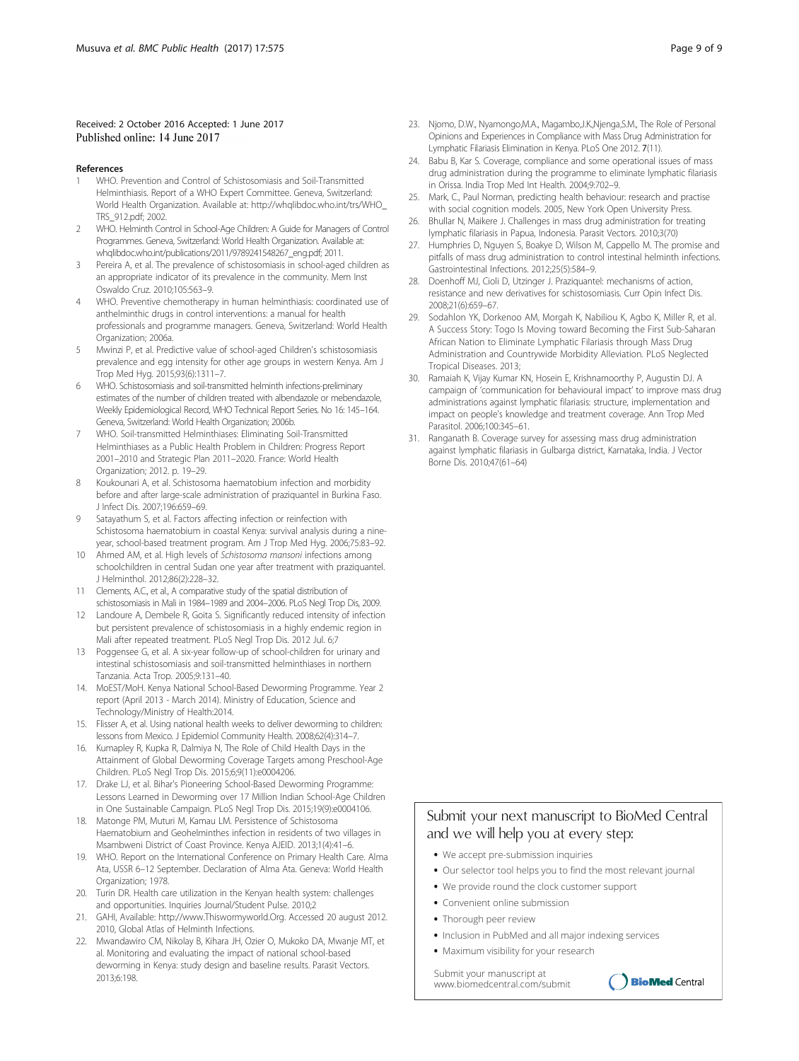Received: 2 October 2016 Accepted: 1 June 2017
Published online: 14 June 2017

## References

1. WHO. Prevention and Control of Schistosomiasis and Soil-Transmitted Helminthiasis. Report of a WHO Expert Committee. Geneva, Switzerland: World Health Organization. Available at: http://whqlibdoc.who.int/trs/WHO_TRS_912.pdf; 2002.
2. WHO. Helminth Control in School-Age Children: A Guide for Managers of Control Programmes. Geneva, Switzerland: World Health Organization. Available at: whqlibdoc.who.int/publications/2011/9789241548267_eng.pdf; 2011.
3. Pereira A, et al. The prevalence of schistosomiasis in school-aged children as an appropriate indicator of its prevalence in the community. Mem Inst Oswaldo Cruz. 2010;105:563–9.
4. WHO. Preventive chemotherapy in human helminthiasis: coordinated use of anthelminthic drugs in control interventions: a manual for health professionals and programme managers. Geneva, Switzerland: World Health Organization; 2006a.
5. Mwinzi P, et al. Predictive value of school-aged Children's schistosomiasis prevalence and egg intensity for other age groups in western Kenya. Am J Trop Med Hyg. 2015;93(6):1311–7.
6. WHO. Schistosomiasis and soil-transmitted helminth infections-preliminary estimates of the number of children treated with albendazole or mebendazole, Weekly Epidemiological Record, WHO Technical Report Series. No 16: 145–164. Geneva, Switzerland: World Health Organization; 2006b.
7. WHO. Soil-transmitted Helminthiases: Eliminating Soil-Transmitted Helminthiases as a Public Health Problem in Children: Progress Report 2001–2010 and Strategic Plan 2011–2020. France: World Health Organization; 2012. p. 19–29.
8. Koukounari A, et al. Schistosoma haematobium infection and morbidity before and after large-scale administration of praziquantel in Burkina Faso. J Infect Dis. 2007;196:659–69.
9. Satayathum S, et al. Factors affecting infection or reinfection with Schistosoma haematobium in coastal Kenya: survival analysis during a nine-year, school-based treatment program. Am J Trop Med Hyg. 2006;75:83–92.
10. Ahmed AM, et al. High levels of *Schistosoma mansoni* infections among schoolchildren in central Sudan one year after treatment with praziquantel. J Helminthol. 2012;86(2):228–32.
11. Clements, A.C, et al., A comparative study of the spatial distribution of schistosomiasis in Mali in 1984–1989 and 2004–2006. PLoS Negl Trop Dis, 2009.
12. Landoure A, Dembele R, Goita S. Significantly reduced intensity of infection but persistent prevalence of schistosomiasis in a highly endemic region in Mali after repeated treatment. PLoS Negl Trop Dis. 2012 Jul. 6;7
13. Poggensee G, et al. A six-year follow-up of school-children for urinary and intestinal schistosomiasis and soil-transmitted helminthiases in northern Tanzania. Acta Trop. 2005;9:131–40.
14. MoEST/MoH. Kenya National School-Based Deworming Programme. Year 2 report (April 2013 - March 2014). Ministry of Education, Science and Technology/Ministry of Health:2014.
15. Flisser A, et al. Using national health weeks to deliver deworming to children: lessons from Mexico. J Epidemiol Community Health. 2008;62(4):314–7.
16. Kumapley R, Kupka R, Dalmiya N, The Role of Child Health Days in the Attainment of Global Deworming Coverage Targets among Preschool-Age Children. PLoS Negl Trop Dis. 2015;6;9(11):e0004206.
17. Drake LJ, et al. Bihar's Pioneering School-Based Deworming Programme: Lessons Learned in Deworming over 17 Million Indian School-Age Children in One Sustainable Campaign. PLoS Negl Trop Dis. 2015;19(9):e0004106.
18. Matonge PM, Muturi M, Kamau LM. Persistence of Schistosoma Haematobium and Geohelminthes infection in residents of two villages in Msambweni District of Coast Province. Kenya AJEID. 2013;1(4):41–6.
19. WHO. Report on the International Conference on Primary Health Care. Alma Ata, USSR 6–12 September. Declaration of Alma Ata. Geneva: World Health Organization; 1978.
20. Turin DR. Health care utilization in the Kenyan health system: challenges and opportunities. Inquiries Journal/Student Pulse. 2010;2
21. GAHI, Available: http://www.Thiswormyworld.Org. Accessed 20 august 2012. 2010, Global Atlas of Helminth Infections.
22. Mwandawiro CM, Nikolay B, Kihara JH, Ozier O, Mukoko DA, Mwanje MT, et al. Monitoring and evaluating the impact of national school-based deworming in Kenya: study design and baseline results. Parasit Vectors. 2013;6:198.
23. Njomo, D.W., Nyamongo,M.A., Magambo,J.K,Njenga,S.M., The Role of Personal Opinions and Experiences in Compliance with Mass Drug Administration for Lymphatic Filariasis Elimination in Kenya. PLoS One 2012. **7**(11).
24. Babu B, Kar S. Coverage, compliance and some operational issues of mass drug administration during the programme to eliminate lymphatic filariasis in Orissa. India Trop Med Int Health. 2004;9:702–9.
25. Mark, C., Paul Norman, predicting health behaviour: research and practise with social cognition models. 2005, New York Open University Press.
26. Bhullar N, Maikere J. Challenges in mass drug administration for treating lymphatic filariasis in Papua, Indonesia. Parasit Vectors. 2010;3(70)
27. Humphries D, Nguyen S, Boakye D, Wilson M, Cappello M. The promise and pitfalls of mass drug administration to control intestinal helminth infections. Gastrointestinal Infections. 2012;25(5):584–9.
28. Doenhoff MJ, Cioli D, Utzinger J. Praziquantel: mechanisms of action, resistance and new derivatives for schistosomiasis. Curr Opin Infect Dis. 2008;21(6):659–67.
29. Sodahlon YK, Dorkenoo AM, Morgah K, Nabiliou K, Agbo K, Miller R, et al. A Success Story: Togo Is Moving toward Becoming the First Sub-Saharan African Nation to Eliminate Lymphatic Filariasis through Mass Drug Administration and Countrywide Morbidity Alleviation. PLoS Neglected Tropical Diseases. 2013;
30. Ramaiah K, Vijay Kumar KN, Hosein E, Krishnamoorthy P, Augustin DJ. A campaign of 'communication for behavioural impact' to improve mass drug administrations against lymphatic filariasis: structure, implementation and impact on people's knowledge and treatment coverage. Ann Trop Med Parasitol. 2006;100:345–61.
31. Ranganath B. Coverage survey for assessing mass drug administration against lymphatic filariasis in Gulbarga district, Karnataka, India. J Vector Borne Dis. 2010;47(61–64)

Submit your next manuscript to BioMed Central and we will help you at every step:

- We accept pre-submission inquiries
- Our selector tool helps you to find the most relevant journal
- We provide round the clock customer support
- Convenient online submission
- Thorough peer review
- Inclusion in PubMed and all major indexing services
- Maximum visibility for your research

Submit your manuscript at
www.biomedcentral.com/submit

BioMed Central